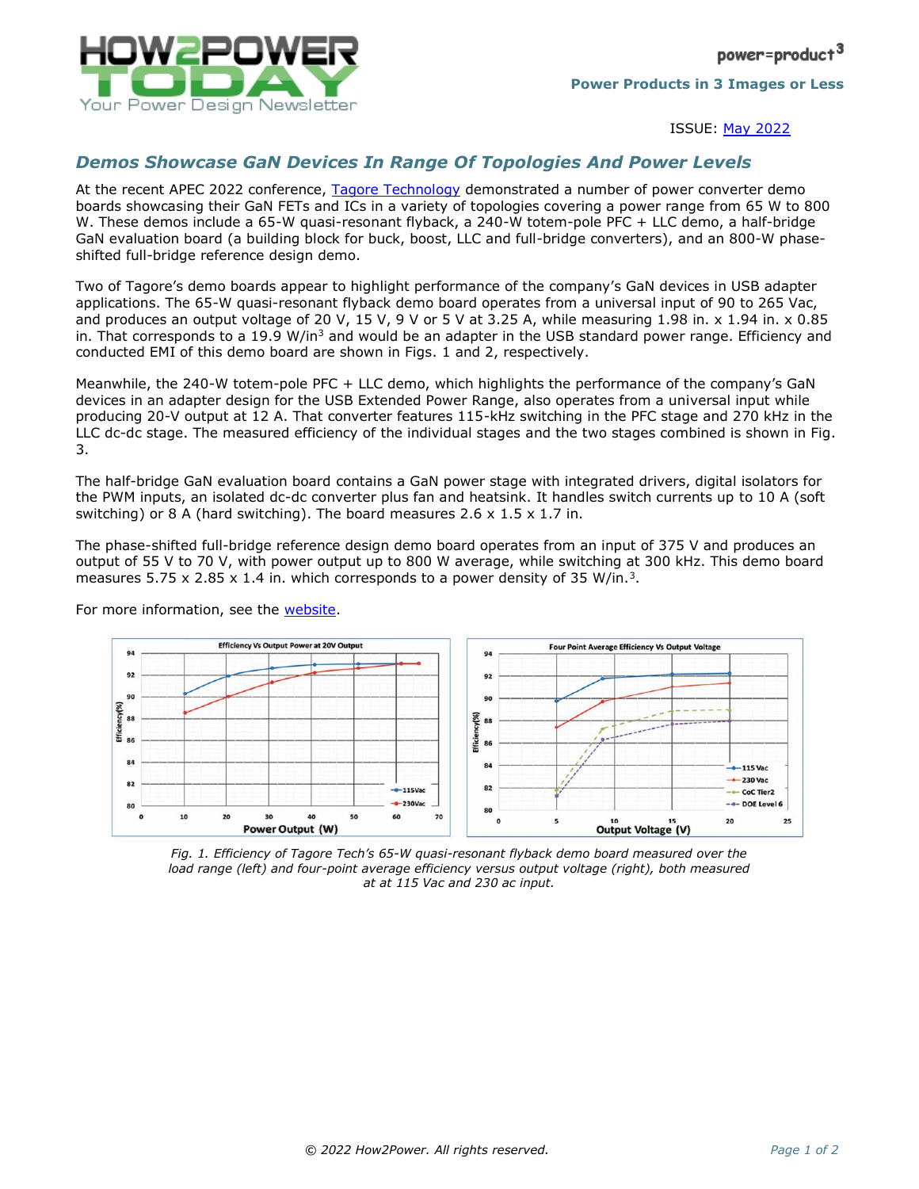Power Products in 3 Images or Less

ISSUE: May 2022

## *Demos Showcase GaN Devices In Range Of Topologies And Power Levels*

At the recent APEC 2022 conference, Tagore Technology demonstrated a number of power converter demo boards showcasing their GaN FETs and ICs in a variety of topologies covering a power range from 65 W to 800 W. These demos include a 65-W quasi-resonant flyback, a 240-W totem-pole PFC + LLC demo, a half-bridge GaN evaluation board (a building block for buck, boost, LLC and full-bridge converters), and an 800-W phase-shifted full-bridge reference design demo.

Two of Tagore's demo boards appear to highlight performance of the company's GaN devices in USB adapter applications. The 65-W quasi-resonant flyback demo board operates from a universal input of 90 to 265 Vac, and produces an output voltage of 20 V, 15 V, 9 V or 5 V at 3.25 A, while measuring 1.98 in. x 1.94 in. x 0.85 in. That corresponds to a 19.9 W/in$^3$ and would be an adapter in the USB standard power range. Efficiency and conducted EMI of this demo board are shown in Figs. 1 and 2, respectively.

Meanwhile, the 240-W totem-pole PFC + LLC demo, which highlights the performance of the company's GaN devices in an adapter design for the USB Extended Power Range, also operates from a universal input while producing 20-V output at 12 A. That converter features 115-kHz switching in the PFC stage and 270 kHz in the LLC dc-dc stage. The measured efficiency of the individual stages and the two stages combined is shown in Fig. 3.

The half-bridge GaN evaluation board contains a GaN power stage with integrated drivers, digital isolators for the PWM inputs, an isolated dc-dc converter plus fan and heatsink. It handles switch currents up to 10 A (soft switching) or 8 A (hard switching). The board measures 2.6 x 1.5 x 1.7 in.

The phase-shifted full-bridge reference design demo board operates from an input of 375 V and produces an output of 55 V to 70 V, with power output up to 800 W average, while switching at 300 kHz. This demo board measures 5.75 x 2.85 x 1.4 in. which corresponds to a power density of 35 W/in.$^3$.

For more information, see the website.

*Fig. 1. Efficiency of Tagore Tech's 65-W quasi-resonant flyback demo board measured over the load range (left) and four-point average efficiency versus output voltage (right), both measured at at 115 Vac and 230 ac input.*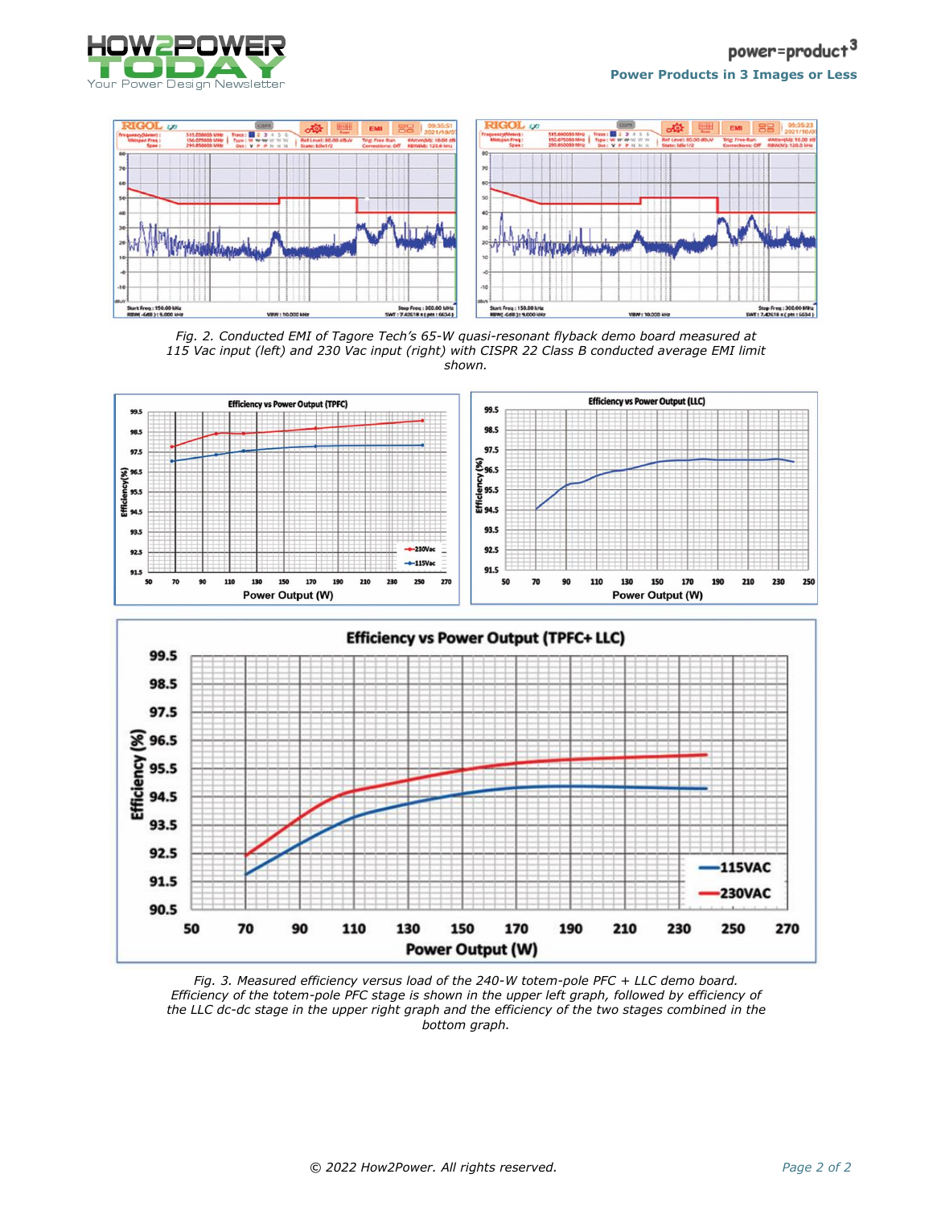Fig. 2. Conducted EMI of Tagore Tech's 65-W quasi-resonant flyback demo board measured at 115 Vac input (left) and 230 Vac input (right) with CISPR 22 Class B conducted average EMI limit shown.

Efficiency vs Power Output (TPFC)

Efficiency(%)

99.5
98.5
97.5
96.5
95.5
94.5
93.5
92.5
91.5

50 70 90 110 130 150 170 190 210 230 250 270

Power Output (W)

230Vac
115Vac

Efficiency vs Power Output (LLC)

Efficiency (%)

99.5
98.5
97.5
96.5
95.5
94.5
93.5
92.5
91.5

50 70 90 110 130 150 170 190 210 230 250

Power Output (W)

Efficiency vs Power Output (TPFC+ LLC)

Efficiency (%)

99.5
98.5
97.5
96.5
95.5
94.5
93.5
92.5
91.5
90.5

50 70 90 110 130 150 170 190 210 230 250 270

Power Output (W)

115VAC
230VAC

Fig. 3. Measured efficiency versus load of the 240-W totem-pole PFC + LLC demo board. Efficiency of the totem-pole PFC stage is shown in the upper left graph, followed by efficiency of the LLC dc-dc stage in the upper right graph and the efficiency of the two stages combined in the bottom graph.

© 2022 How2Power. All rights reserved.